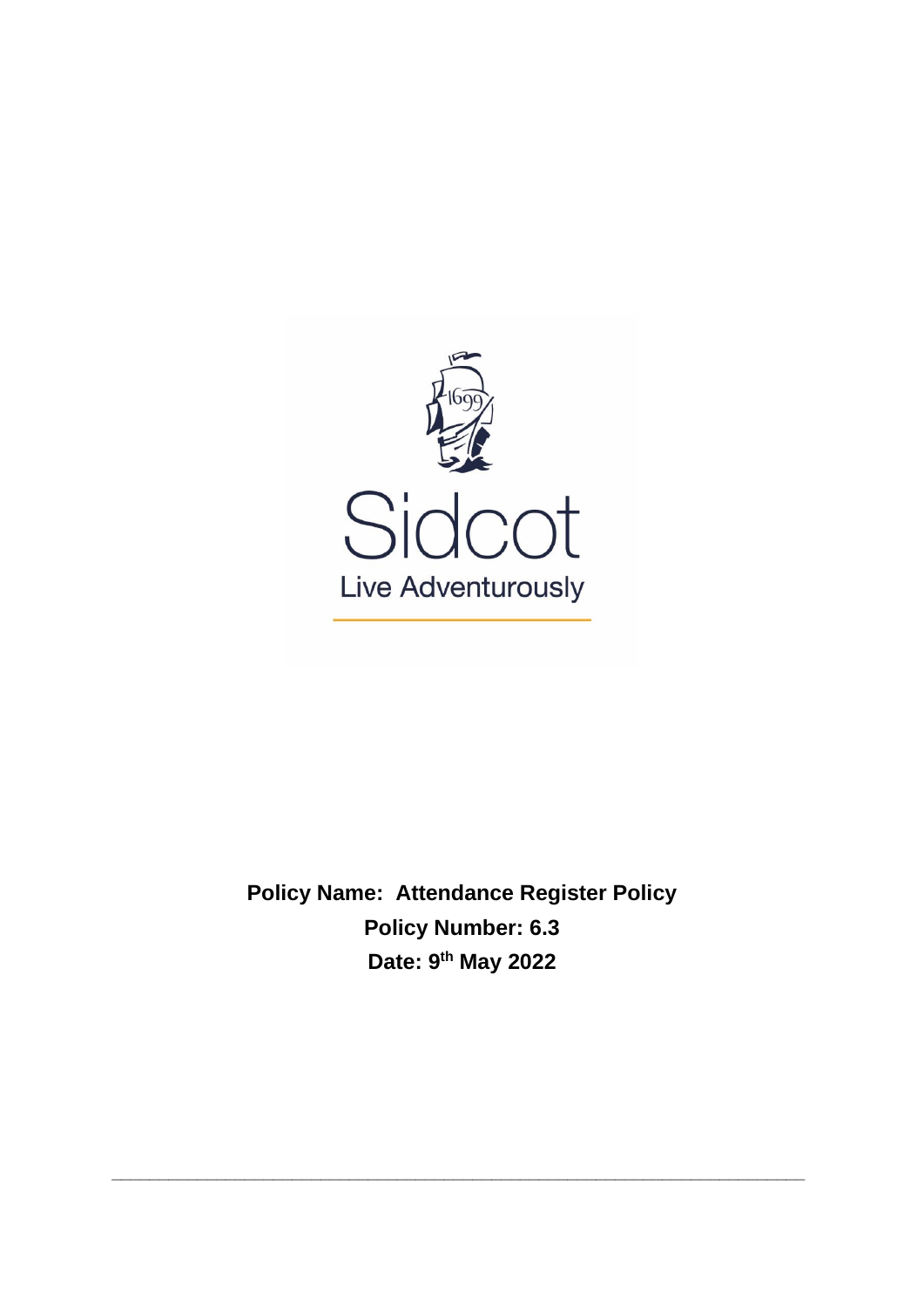Sidcot

Live Adventurously

**Policy Name: Attendance Register Policy**

**Policy Number: 6.3**

**Date: 9th May 2022**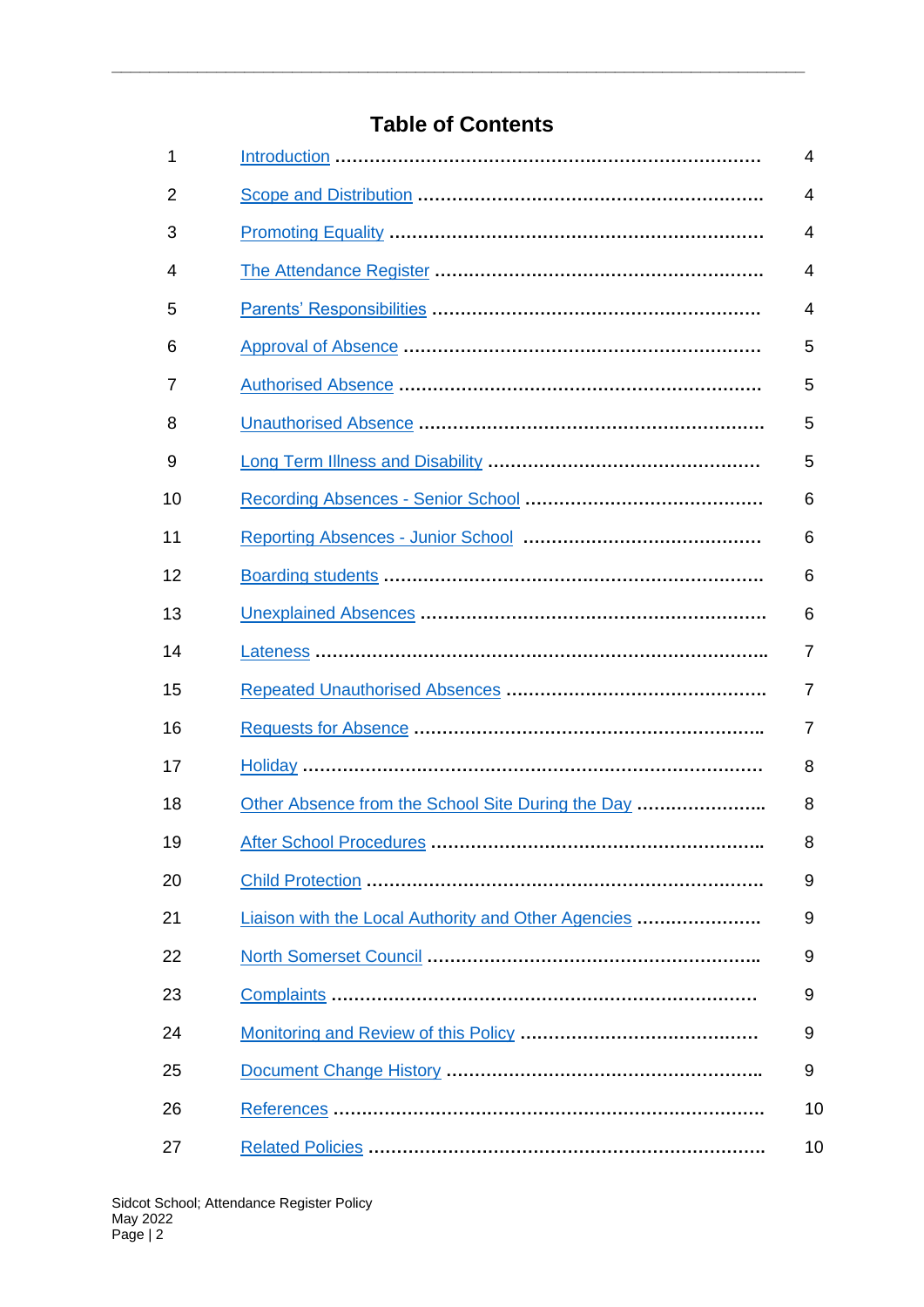## Table of Contents

| | | |
|---|---|---|
| 1 | Introduction | 4 |
| 2 | Scope and Distribution | 4 |
| 3 | Promoting Equality | 4 |
| 4 | The Attendance Register | 4 |
| 5 | Parents' Responsibilities | 4 |
| 6 | Approval of Absence | 5 |
| 7 | Authorised Absence | 5 |
| 8 | Unauthorised Absence | 5 |
| 9 | Long Term Illness and Disability | 5 |
| 10 | Recording Absences - Senior School | 6 |
| 11 | Reporting Absences - Junior School | 6 |
| 12 | Boarding students | 6 |
| 13 | Unexplained Absences | 6 |
| 14 | Lateness | 7 |
| 15 | Repeated Unauthorised Absences | 7 |
| 16 | Requests for Absence | 7 |
| 17 | Holiday | 8 |
| 18 | Other Absence from the School Site During the Day | 8 |
| 19 | After School Procedures | 8 |
| 20 | Child Protection | 9 |
| 21 | Liaison with the Local Authority and Other Agencies | 9 |
| 22 | North Somerset Council | 9 |
| 23 | Complaints | 9 |
| 24 | Monitoring and Review of this Policy | 9 |
| 25 | Document Change History | 9 |
| 26 | References | 10 |
| 27 | Related Policies | 10 |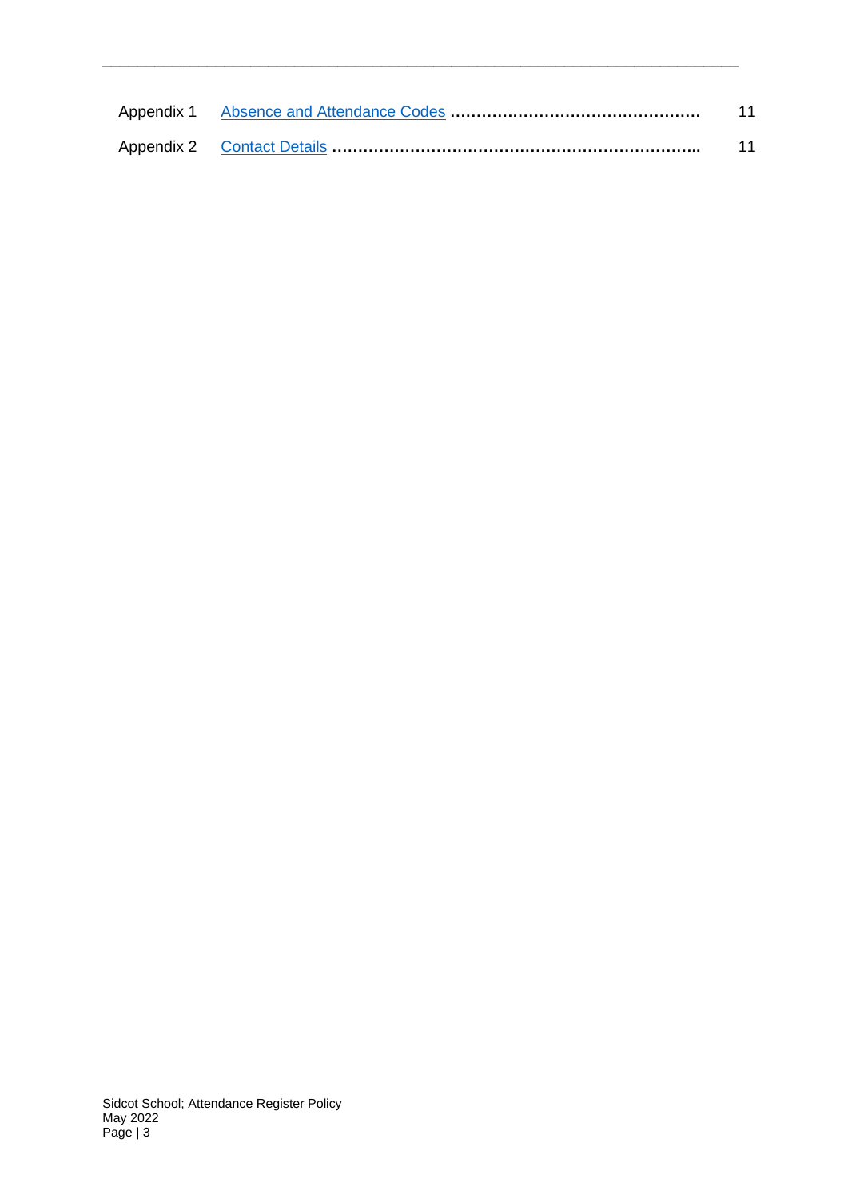| | | |
|---|---|---|
| Appendix 1 | Absence and Attendance Codes ............................................... | 11 |
| Appendix 2 | Contact Details ...................................................................... | 11 |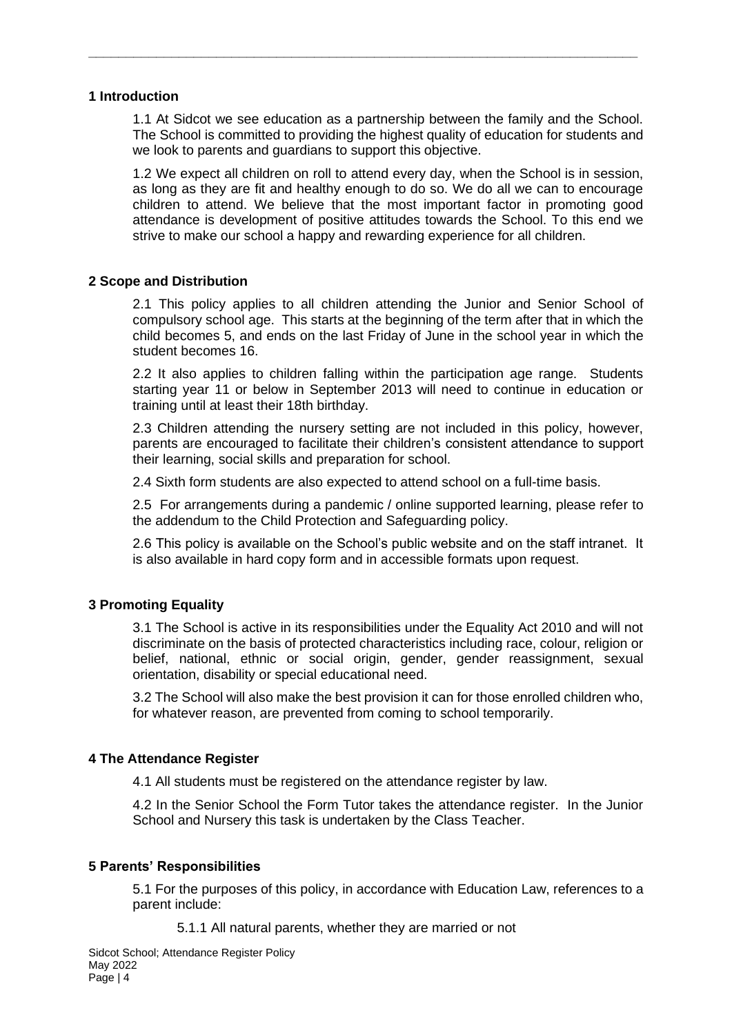## 1 Introduction

1.1 At Sidcot we see education as a partnership between the family and the School. The School is committed to providing the highest quality of education for students and we look to parents and guardians to support this objective.

1.2 We expect all children on roll to attend every day, when the School is in session, as long as they are fit and healthy enough to do so. We do all we can to encourage children to attend. We believe that the most important factor in promoting good attendance is development of positive attitudes towards the School. To this end we strive to make our school a happy and rewarding experience for all children.

## 2 Scope and Distribution

2.1 This policy applies to all children attending the Junior and Senior School of compulsory school age. This starts at the beginning of the term after that in which the child becomes 5, and ends on the last Friday of June in the school year in which the student becomes 16.

2.2 It also applies to children falling within the participation age range. Students starting year 11 or below in September 2013 will need to continue in education or training until at least their 18th birthday.

2.3 Children attending the nursery setting are not included in this policy, however, parents are encouraged to facilitate their children's consistent attendance to support their learning, social skills and preparation for school.

2.4 Sixth form students are also expected to attend school on a full-time basis.

2.5 For arrangements during a pandemic / online supported learning, please refer to the addendum to the Child Protection and Safeguarding policy.

2.6 This policy is available on the School's public website and on the staff intranet. It is also available in hard copy form and in accessible formats upon request.

## 3 Promoting Equality

3.1 The School is active in its responsibilities under the Equality Act 2010 and will not discriminate on the basis of protected characteristics including race, colour, religion or belief, national, ethnic or social origin, gender, gender reassignment, sexual orientation, disability or special educational need.

3.2 The School will also make the best provision it can for those enrolled children who, for whatever reason, are prevented from coming to school temporarily.

## 4 The Attendance Register

4.1 All students must be registered on the attendance register by law.

4.2 In the Senior School the Form Tutor takes the attendance register. In the Junior School and Nursery this task is undertaken by the Class Teacher.

## 5 Parents' Responsibilities

5.1 For the purposes of this policy, in accordance with Education Law, references to a parent include:

5.1.1 All natural parents, whether they are married or not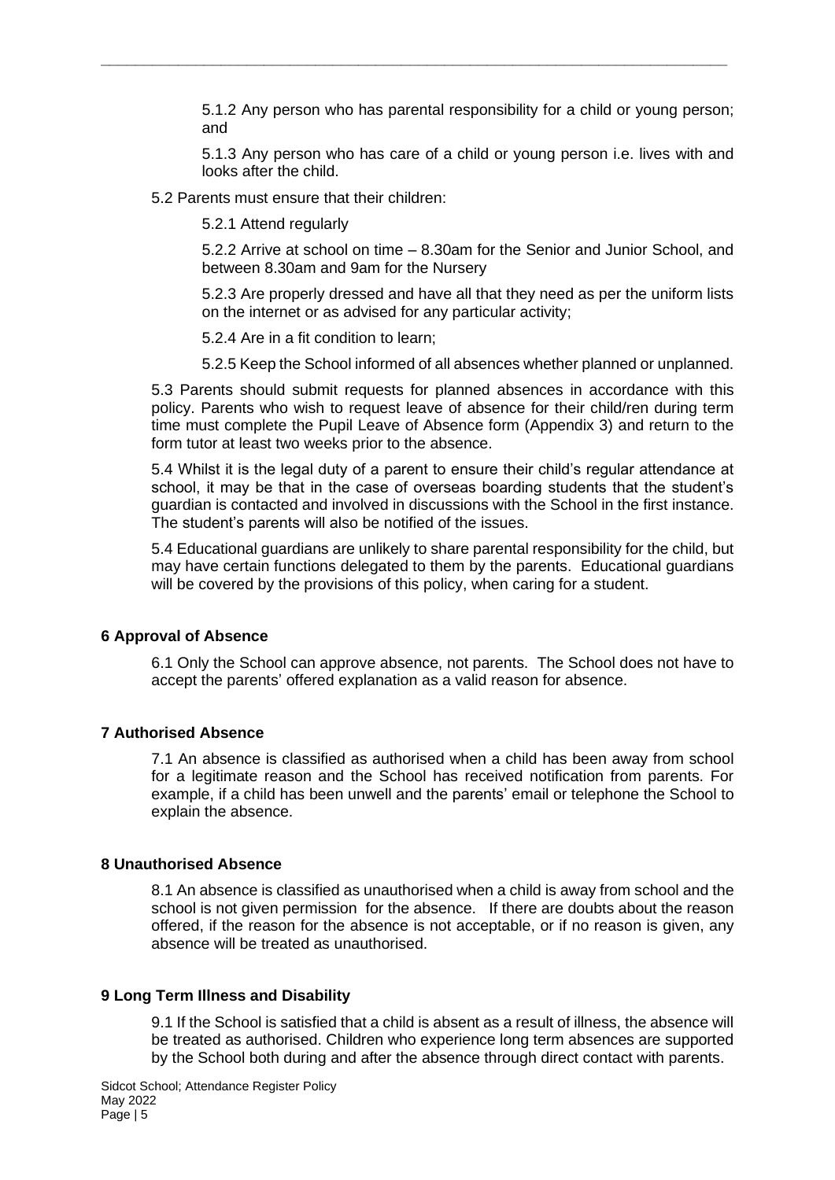5.1.2 Any person who has parental responsibility for a child or young person; and

5.1.3 Any person who has care of a child or young person i.e. lives with and looks after the child.

5.2 Parents must ensure that their children:

5.2.1 Attend regularly

5.2.2 Arrive at school on time – 8.30am for the Senior and Junior School, and between 8.30am and 9am for the Nursery

5.2.3 Are properly dressed and have all that they need as per the uniform lists on the internet or as advised for any particular activity;

5.2.4 Are in a fit condition to learn;

5.2.5 Keep the School informed of all absences whether planned or unplanned.

5.3 Parents should submit requests for planned absences in accordance with this policy. Parents who wish to request leave of absence for their child/ren during term time must complete the Pupil Leave of Absence form (Appendix 3) and return to the form tutor at least two weeks prior to the absence.

5.4 Whilst it is the legal duty of a parent to ensure their child's regular attendance at school, it may be that in the case of overseas boarding students that the student's guardian is contacted and involved in discussions with the School in the first instance. The student's parents will also be notified of the issues.

5.4 Educational guardians are unlikely to share parental responsibility for the child, but may have certain functions delegated to them by the parents. Educational guardians will be covered by the provisions of this policy, when caring for a student.

## 6 Approval of Absence

6.1 Only the School can approve absence, not parents. The School does not have to accept the parents' offered explanation as a valid reason for absence.

## 7 Authorised Absence

7.1 An absence is classified as authorised when a child has been away from school for a legitimate reason and the School has received notification from parents. For example, if a child has been unwell and the parents' email or telephone the School to explain the absence.

## 8 Unauthorised Absence

8.1 An absence is classified as unauthorised when a child is away from school and the school is not given permission for the absence. If there are doubts about the reason offered, if the reason for the absence is not acceptable, or if no reason is given, any absence will be treated as unauthorised.

## 9 Long Term Illness and Disability

9.1 If the School is satisfied that a child is absent as a result of illness, the absence will be treated as authorised. Children who experience long term absences are supported by the School both during and after the absence through direct contact with parents.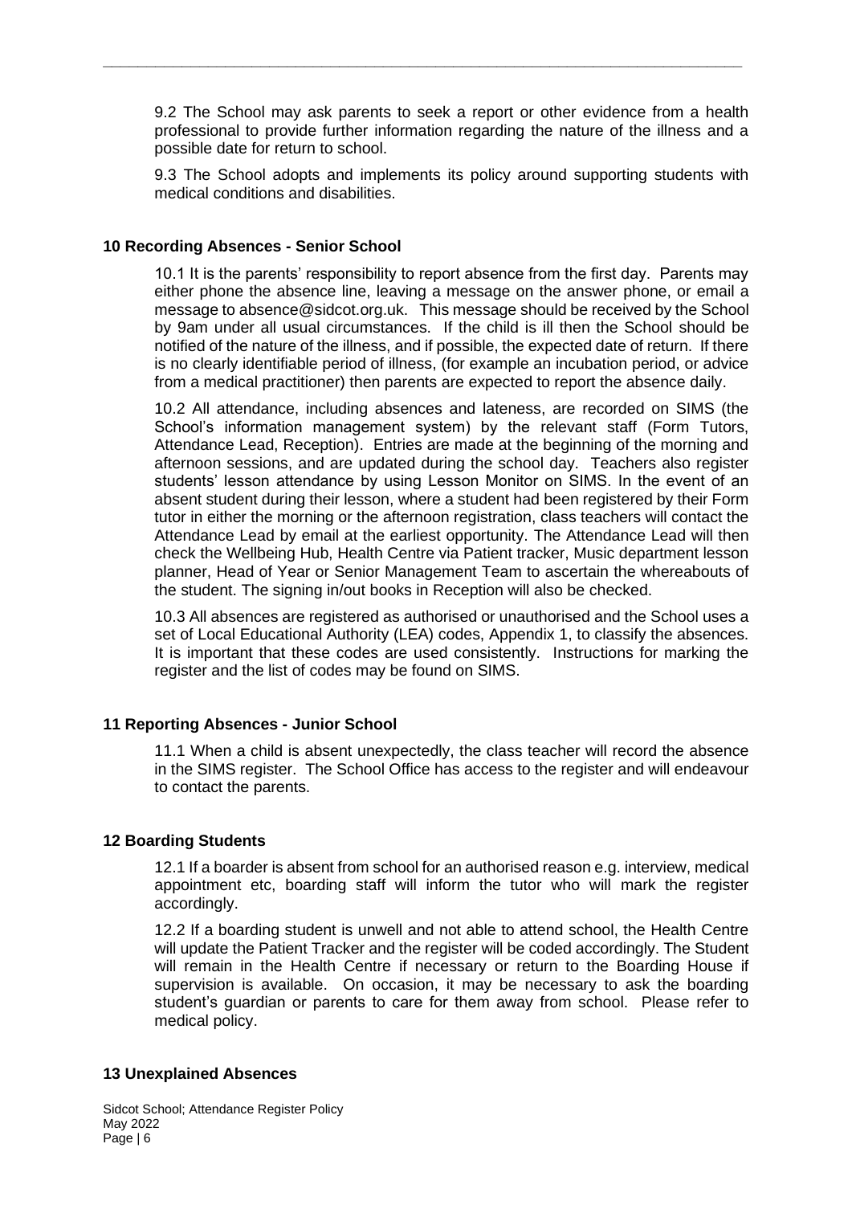9.2 The School may ask parents to seek a report or other evidence from a health professional to provide further information regarding the nature of the illness and a possible date for return to school.

9.3 The School adopts and implements its policy around supporting students with medical conditions and disabilities.

## 10 Recording Absences - Senior School

10.1 It is the parents' responsibility to report absence from the first day. Parents may either phone the absence line, leaving a message on the answer phone, or email a message to absence@sidcot.org.uk. This message should be received by the School by 9am under all usual circumstances. If the child is ill then the School should be notified of the nature of the illness, and if possible, the expected date of return. If there is no clearly identifiable period of illness, (for example an incubation period, or advice from a medical practitioner) then parents are expected to report the absence daily.

10.2 All attendance, including absences and lateness, are recorded on SIMS (the School's information management system) by the relevant staff (Form Tutors, Attendance Lead, Reception). Entries are made at the beginning of the morning and afternoon sessions, and are updated during the school day. Teachers also register students' lesson attendance by using Lesson Monitor on SIMS. In the event of an absent student during their lesson, where a student had been registered by their Form tutor in either the morning or the afternoon registration, class teachers will contact the Attendance Lead by email at the earliest opportunity. The Attendance Lead will then check the Wellbeing Hub, Health Centre via Patient tracker, Music department lesson planner, Head of Year or Senior Management Team to ascertain the whereabouts of the student. The signing in/out books in Reception will also be checked.

10.3 All absences are registered as authorised or unauthorised and the School uses a set of Local Educational Authority (LEA) codes, Appendix 1, to classify the absences. It is important that these codes are used consistently. Instructions for marking the register and the list of codes may be found on SIMS.

## 11 Reporting Absences - Junior School

11.1 When a child is absent unexpectedly, the class teacher will record the absence in the SIMS register. The School Office has access to the register and will endeavour to contact the parents.

## 12 Boarding Students

12.1 If a boarder is absent from school for an authorised reason e.g. interview, medical appointment etc, boarding staff will inform the tutor who will mark the register accordingly.

12.2 If a boarding student is unwell and not able to attend school, the Health Centre will update the Patient Tracker and the register will be coded accordingly. The Student will remain in the Health Centre if necessary or return to the Boarding House if supervision is available. On occasion, it may be necessary to ask the boarding student's guardian or parents to care for them away from school. Please refer to medical policy.

## 13 Unexplained Absences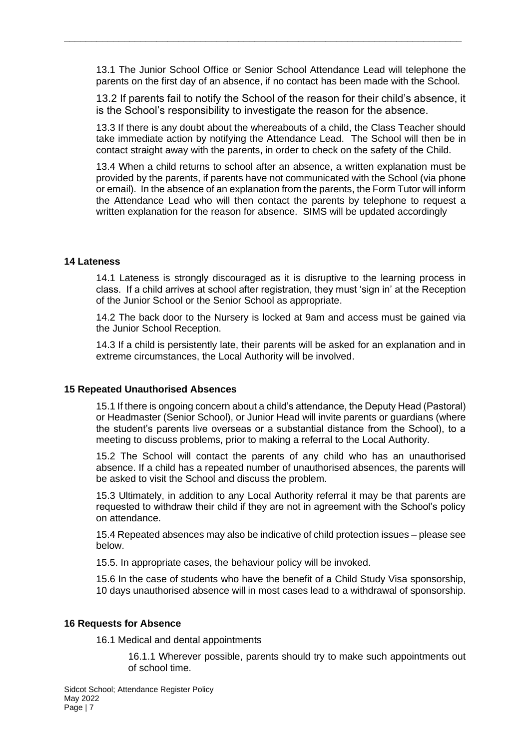13.1 The Junior School Office or Senior School Attendance Lead will telephone the parents on the first day of an absence, if no contact has been made with the School.

13.2 If parents fail to notify the School of the reason for their child's absence, it is the School's responsibility to investigate the reason for the absence.

13.3 If there is any doubt about the whereabouts of a child, the Class Teacher should take immediate action by notifying the Attendance Lead. The School will then be in contact straight away with the parents, in order to check on the safety of the Child.

13.4 When a child returns to school after an absence, a written explanation must be provided by the parents, if parents have not communicated with the School (via phone or email). In the absence of an explanation from the parents, the Form Tutor will inform the Attendance Lead who will then contact the parents by telephone to request a written explanation for the reason for absence. SIMS will be updated accordingly

## 14 Lateness

14.1 Lateness is strongly discouraged as it is disruptive to the learning process in class. If a child arrives at school after registration, they must 'sign in' at the Reception of the Junior School or the Senior School as appropriate.

14.2 The back door to the Nursery is locked at 9am and access must be gained via the Junior School Reception.

14.3 If a child is persistently late, their parents will be asked for an explanation and in extreme circumstances, the Local Authority will be involved.

## 15 Repeated Unauthorised Absences

15.1 If there is ongoing concern about a child's attendance, the Deputy Head (Pastoral) or Headmaster (Senior School), or Junior Head will invite parents or guardians (where the student's parents live overseas or a substantial distance from the School), to a meeting to discuss problems, prior to making a referral to the Local Authority.

15.2 The School will contact the parents of any child who has an unauthorised absence. If a child has a repeated number of unauthorised absences, the parents will be asked to visit the School and discuss the problem.

15.3 Ultimately, in addition to any Local Authority referral it may be that parents are requested to withdraw their child if they are not in agreement with the School's policy on attendance.

15.4 Repeated absences may also be indicative of child protection issues – please see below.

15.5. In appropriate cases, the behaviour policy will be invoked.

15.6 In the case of students who have the benefit of a Child Study Visa sponsorship, 10 days unauthorised absence will in most cases lead to a withdrawal of sponsorship.

## 16 Requests for Absence

16.1 Medical and dental appointments

16.1.1 Wherever possible, parents should try to make such appointments out of school time.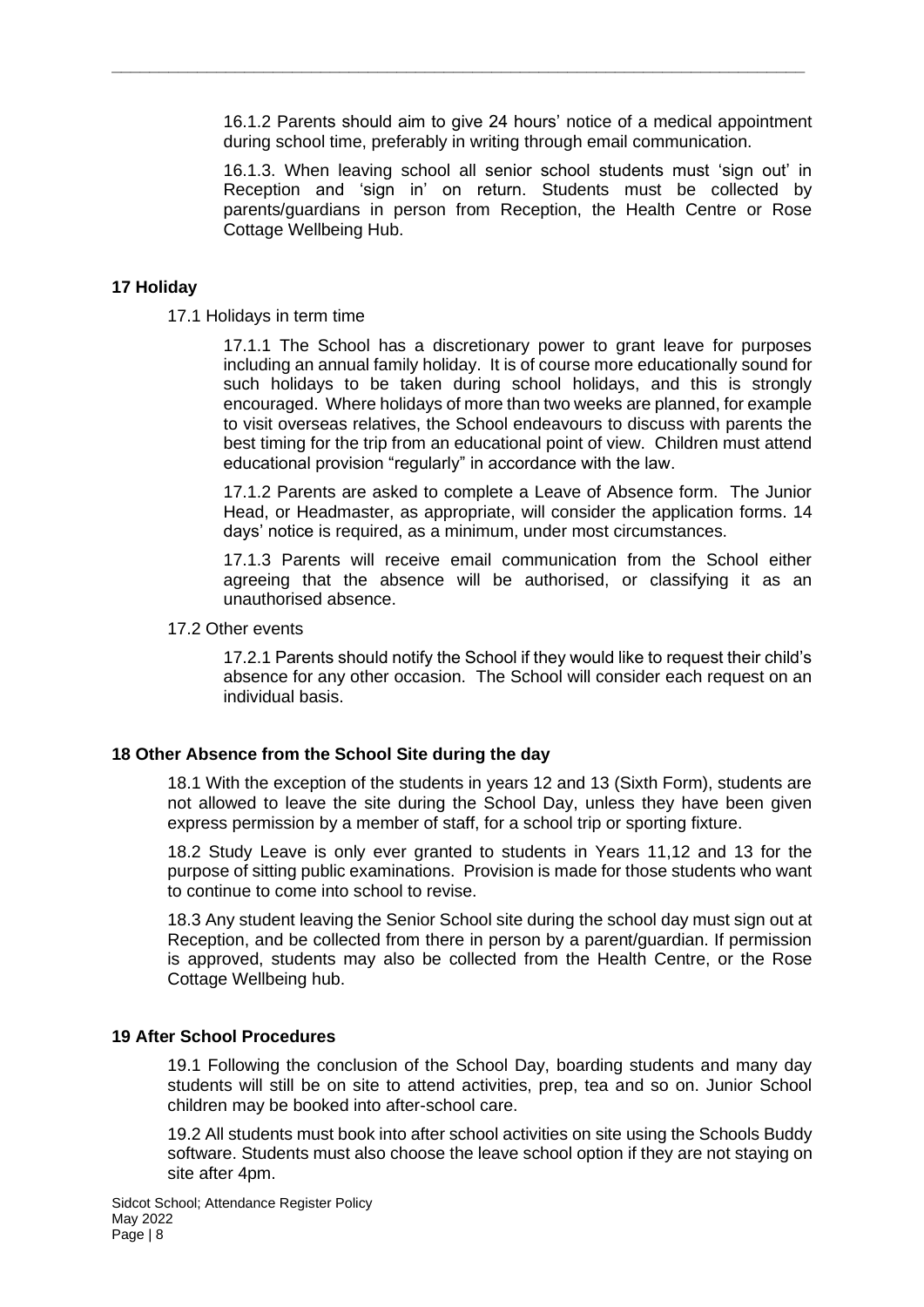16.1.2 Parents should aim to give 24 hours' notice of a medical appointment during school time, preferably in writing through email communication.

16.1.3. When leaving school all senior school students must 'sign out' in Reception and 'sign in' on return. Students must be collected by parents/guardians in person from Reception, the Health Centre or Rose Cottage Wellbeing Hub.

## 17 Holiday

17.1 Holidays in term time

17.1.1 The School has a discretionary power to grant leave for purposes including an annual family holiday. It is of course more educationally sound for such holidays to be taken during school holidays, and this is strongly encouraged. Where holidays of more than two weeks are planned, for example to visit overseas relatives, the School endeavours to discuss with parents the best timing for the trip from an educational point of view. Children must attend educational provision "regularly" in accordance with the law.

17.1.2 Parents are asked to complete a Leave of Absence form. The Junior Head, or Headmaster, as appropriate, will consider the application forms. 14 days' notice is required, as a minimum, under most circumstances.

17.1.3 Parents will receive email communication from the School either agreeing that the absence will be authorised, or classifying it as an unauthorised absence.

17.2 Other events

17.2.1 Parents should notify the School if they would like to request their child's absence for any other occasion. The School will consider each request on an individual basis.

## 18 Other Absence from the School Site during the day

18.1 With the exception of the students in years 12 and 13 (Sixth Form), students are not allowed to leave the site during the School Day, unless they have been given express permission by a member of staff, for a school trip or sporting fixture.

18.2 Study Leave is only ever granted to students in Years 11,12 and 13 for the purpose of sitting public examinations. Provision is made for those students who want to continue to come into school to revise.

18.3 Any student leaving the Senior School site during the school day must sign out at Reception, and be collected from there in person by a parent/guardian. If permission is approved, students may also be collected from the Health Centre, or the Rose Cottage Wellbeing hub.

## 19 After School Procedures

19.1 Following the conclusion of the School Day, boarding students and many day students will still be on site to attend activities, prep, tea and so on. Junior School children may be booked into after-school care.

19.2 All students must book into after school activities on site using the Schools Buddy software. Students must also choose the leave school option if they are not staying on site after 4pm.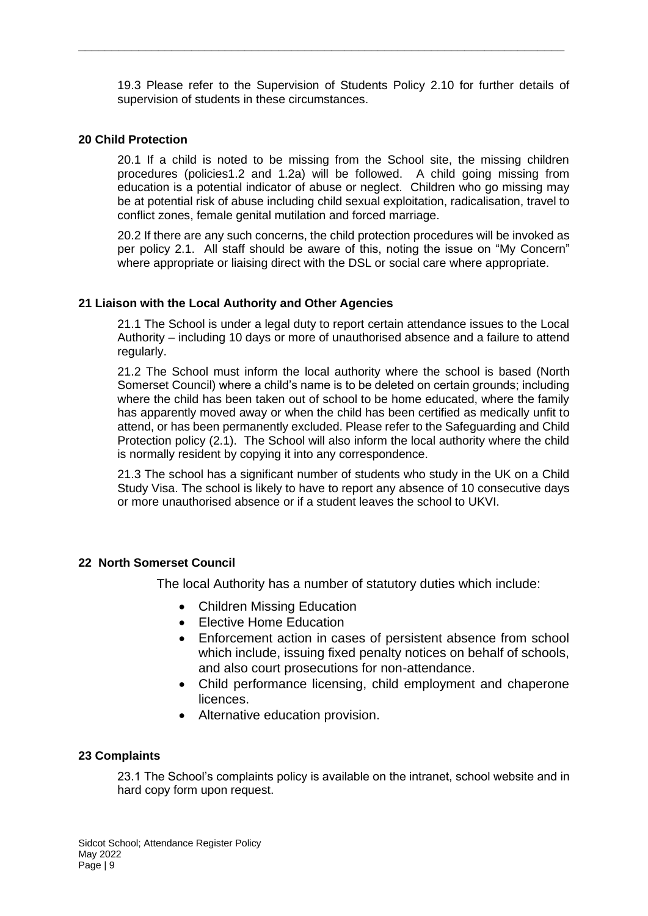19.3 Please refer to the Supervision of Students Policy 2.10 for further details of supervision of students in these circumstances.

## 20 Child Protection

20.1 If a child is noted to be missing from the School site, the missing children procedures (policies1.2 and 1.2a) will be followed. A child going missing from education is a potential indicator of abuse or neglect. Children who go missing may be at potential risk of abuse including child sexual exploitation, radicalisation, travel to conflict zones, female genital mutilation and forced marriage.

20.2 If there are any such concerns, the child protection procedures will be invoked as per policy 2.1. All staff should be aware of this, noting the issue on "My Concern" where appropriate or liaising direct with the DSL or social care where appropriate.

## 21 Liaison with the Local Authority and Other Agencies

21.1 The School is under a legal duty to report certain attendance issues to the Local Authority – including 10 days or more of unauthorised absence and a failure to attend regularly.

21.2 The School must inform the local authority where the school is based (North Somerset Council) where a child's name is to be deleted on certain grounds; including where the child has been taken out of school to be home educated, where the family has apparently moved away or when the child has been certified as medically unfit to attend, or has been permanently excluded. Please refer to the Safeguarding and Child Protection policy (2.1). The School will also inform the local authority where the child is normally resident by copying it into any correspondence.

21.3 The school has a significant number of students who study in the UK on a Child Study Visa. The school is likely to have to report any absence of 10 consecutive days or more unauthorised absence or if a student leaves the school to UKVI.

## 22 North Somerset Council

The local Authority has a number of statutory duties which include:

- Children Missing Education
- Elective Home Education
- Enforcement action in cases of persistent absence from school which include, issuing fixed penalty notices on behalf of schools, and also court prosecutions for non-attendance.
- Child performance licensing, child employment and chaperone licences.
- Alternative education provision.

## 23 Complaints

23.1 The School's complaints policy is available on the intranet, school website and in hard copy form upon request.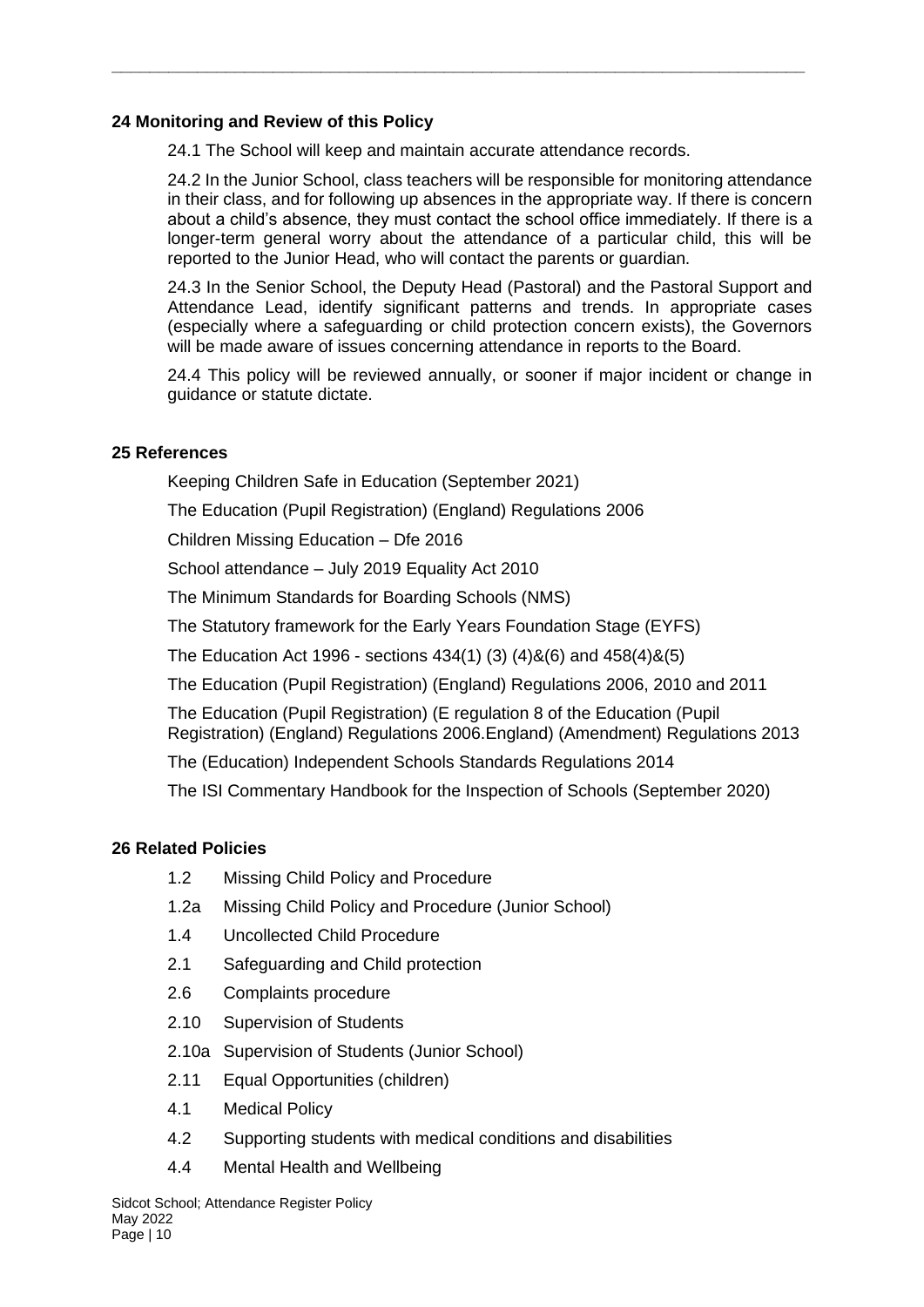## 24 Monitoring and Review of this Policy

24.1 The School will keep and maintain accurate attendance records.

24.2 In the Junior School, class teachers will be responsible for monitoring attendance in their class, and for following up absences in the appropriate way. If there is concern about a child's absence, they must contact the school office immediately. If there is a longer-term general worry about the attendance of a particular child, this will be reported to the Junior Head, who will contact the parents or guardian.

24.3 In the Senior School, the Deputy Head (Pastoral) and the Pastoral Support and Attendance Lead, identify significant patterns and trends. In appropriate cases (especially where a safeguarding or child protection concern exists), the Governors will be made aware of issues concerning attendance in reports to the Board.

24.4 This policy will be reviewed annually, or sooner if major incident or change in guidance or statute dictate.

## 25 References

Keeping Children Safe in Education (September 2021)

The Education (Pupil Registration) (England) Regulations 2006

Children Missing Education – Dfe 2016

School attendance – July 2019 Equality Act 2010

The Minimum Standards for Boarding Schools (NMS)

The Statutory framework for the Early Years Foundation Stage (EYFS)

The Education Act 1996 - sections 434(1) (3) (4)&(6) and 458(4)&(5)

The Education (Pupil Registration) (England) Regulations 2006, 2010 and 2011

The Education (Pupil Registration) (E regulation 8 of the Education (Pupil Registration) (England) Regulations 2006.England) (Amendment) Regulations 2013

The (Education) Independent Schools Standards Regulations 2014

The ISI Commentary Handbook for the Inspection of Schools (September 2020)

## 26 Related Policies

- 1.2 Missing Child Policy and Procedure
- 1.2a Missing Child Policy and Procedure (Junior School)
- 1.4 Uncollected Child Procedure
- 2.1 Safeguarding and Child protection
- 2.6 Complaints procedure
- 2.10 Supervision of Students
- 2.10a Supervision of Students (Junior School)
- 2.11 Equal Opportunities (children)
- 4.1 Medical Policy
- 4.2 Supporting students with medical conditions and disabilities
- 4.4 Mental Health and Wellbeing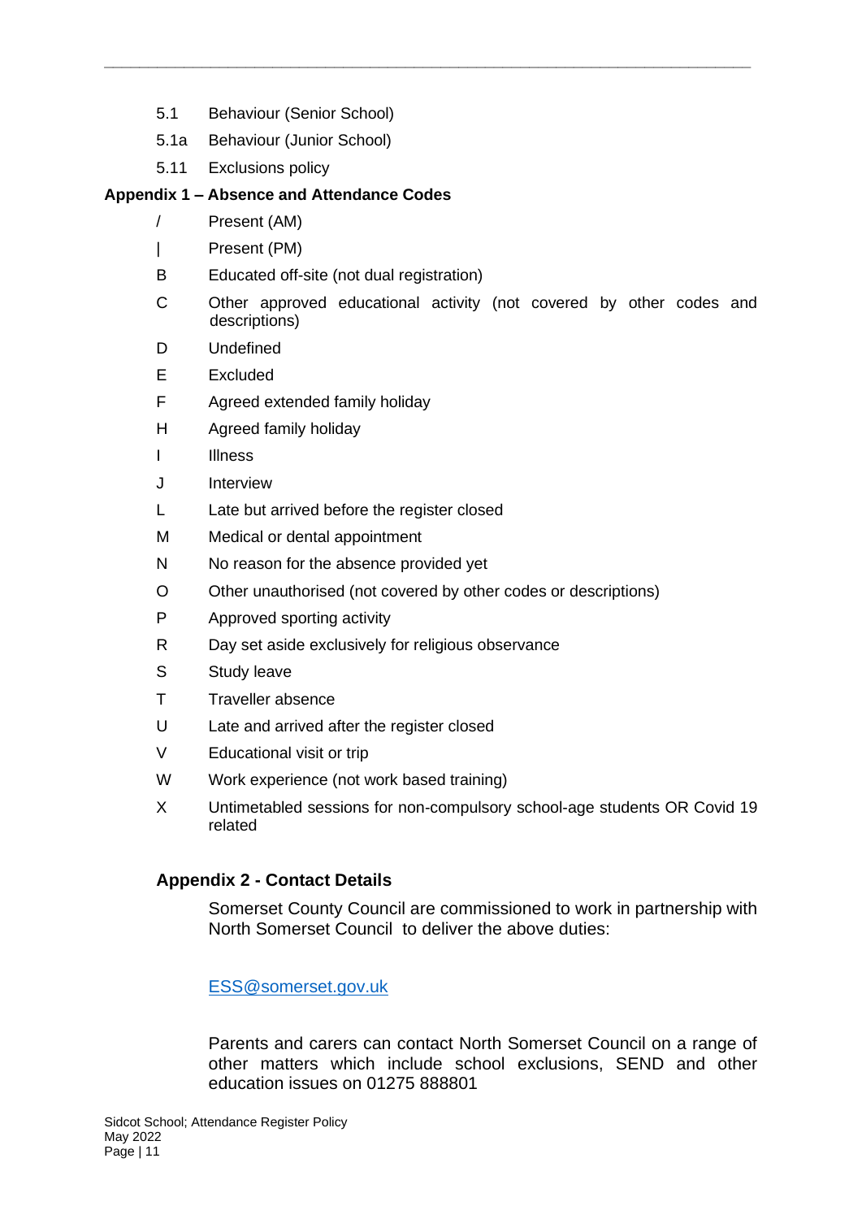- 5.1 Behaviour (Senior School)
- 5.1a Behaviour (Junior School)
- 5.11 Exclusions policy

**Appendix 1 – Absence and Attendance Codes**

| Code | Description |
|---|---|
| / | Present (AM) |
| \| | Present (PM) |
| B | Educated off-site (not dual registration) |
| C | Other approved educational activity (not covered by other codes and descriptions) |
| D | Undefined |
| E | Excluded |
| F | Agreed extended family holiday |
| H | Agreed family holiday |
| I | Illness |
| J | Interview |
| L | Late but arrived before the register closed |
| M | Medical or dental appointment |
| N | No reason for the absence provided yet |
| O | Other unauthorised (not covered by other codes or descriptions) |
| P | Approved sporting activity |
| R | Day set aside exclusively for religious observance |
| S | Study leave |
| T | Traveller absence |
| U | Late and arrived after the register closed |
| V | Educational visit or trip |
| W | Work experience (not work based training) |
| X | Untimetabled sessions for non-compulsory school-age students OR Covid 19 related |

## Appendix 2 - Contact Details

Somerset County Council are commissioned to work in partnership with North Somerset Council to deliver the above duties:

ESS@somerset.gov.uk

Parents and carers can contact North Somerset Council on a range of other matters which include school exclusions, SEND and other education issues on 01275 888801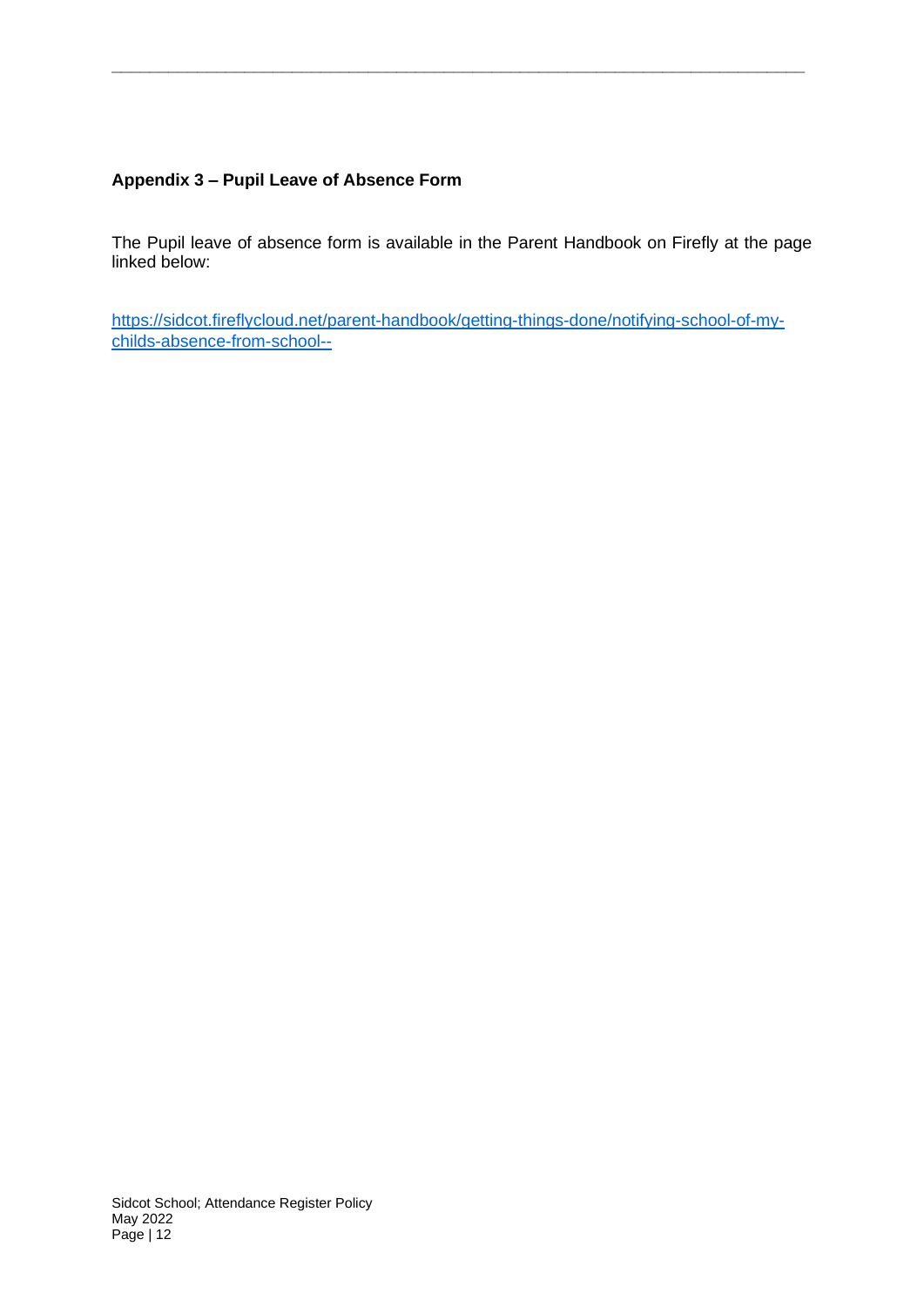### Appendix 3 – Pupil Leave of Absence Form

The Pupil leave of absence form is available in the Parent Handbook on Firefly at the page linked below:

https://sidcot.fireflycloud.net/parent-handbook/getting-things-done/notifying-school-of-my-childs-absence-from-school--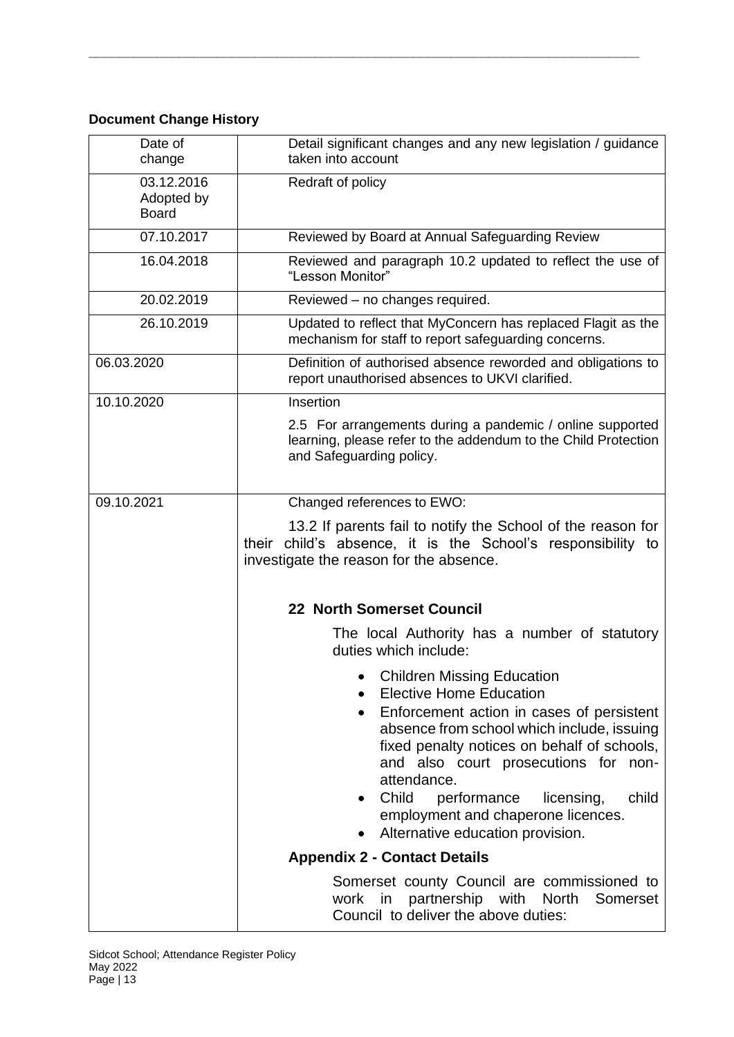**Document Change History**

| Date of change | Detail significant changes and any new legislation / guidance taken into account |
|---|---|
| 03.12.2016 Adopted by Board | Redraft of policy |
| 07.10.2017 | Reviewed by Board at Annual Safeguarding Review |
| 16.04.2018 | Reviewed and paragraph 10.2 updated to reflect the use of "Lesson Monitor" |
| 20.02.2019 | Reviewed – no changes required. |
| 26.10.2019 | Updated to reflect that MyConcern has replaced Flagit as the mechanism for staff to report safeguarding concerns. |
| 06.03.2020 | Definition of authorised absence reworded and obligations to report unauthorised absences to UKVI clarified. |
| 10.10.2020 | Insertion<br><br>2.5 For arrangements during a pandemic / online supported learning, please refer to the addendum to the Child Protection and Safeguarding policy. |
| 09.10.2021 | Changed references to EWO:<br><br>13.2 If parents fail to notify the School of the reason for their child's absence, it is the School's responsibility to investigate the reason for the absence.<br><br>**22 North Somerset Council**<br><br>The local Authority has a number of statutory duties which include:<br><br>• Children Missing Education<br>• Elective Home Education<br>• Enforcement action in cases of persistent absence from school which include, issuing fixed penalty notices on behalf of schools, and also court prosecutions for non-attendance.<br>• Child performance licensing, child employment and chaperone licences.<br>• Alternative education provision.<br><br>**Appendix 2 - Contact Details**<br><br>Somerset county Council are commissioned to work in partnership with North Somerset Council to deliver the above duties: |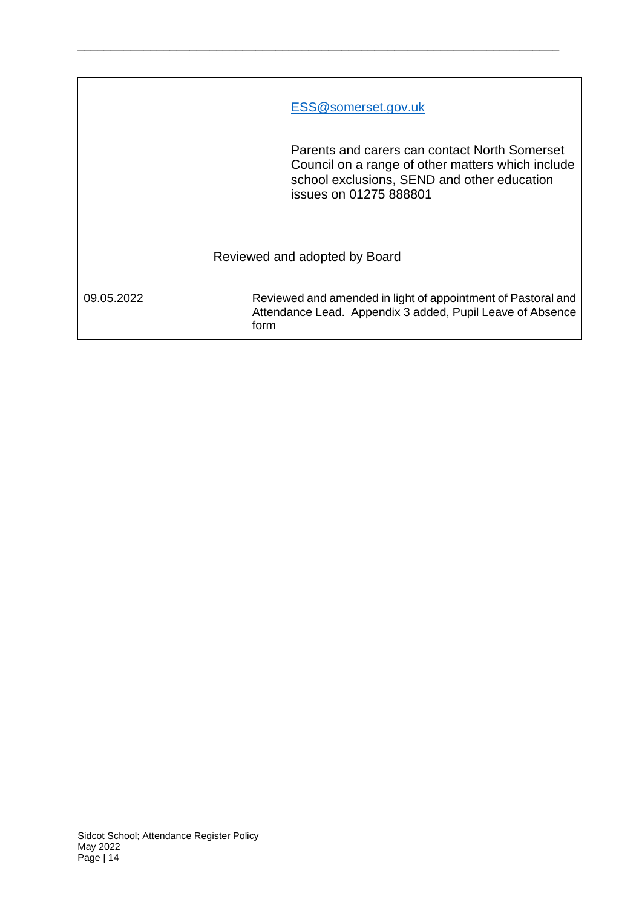| | |
|---|---|
| | ESS@somerset.gov.uk<br><br>Parents and carers can contact North Somerset Council on a range of other matters which include school exclusions, SEND and other education issues on 01275 888801<br><br>Reviewed and adopted by Board |
| 09.05.2022 | Reviewed and amended in light of appointment of Pastoral and Attendance Lead. Appendix 3 added, Pupil Leave of Absence form |